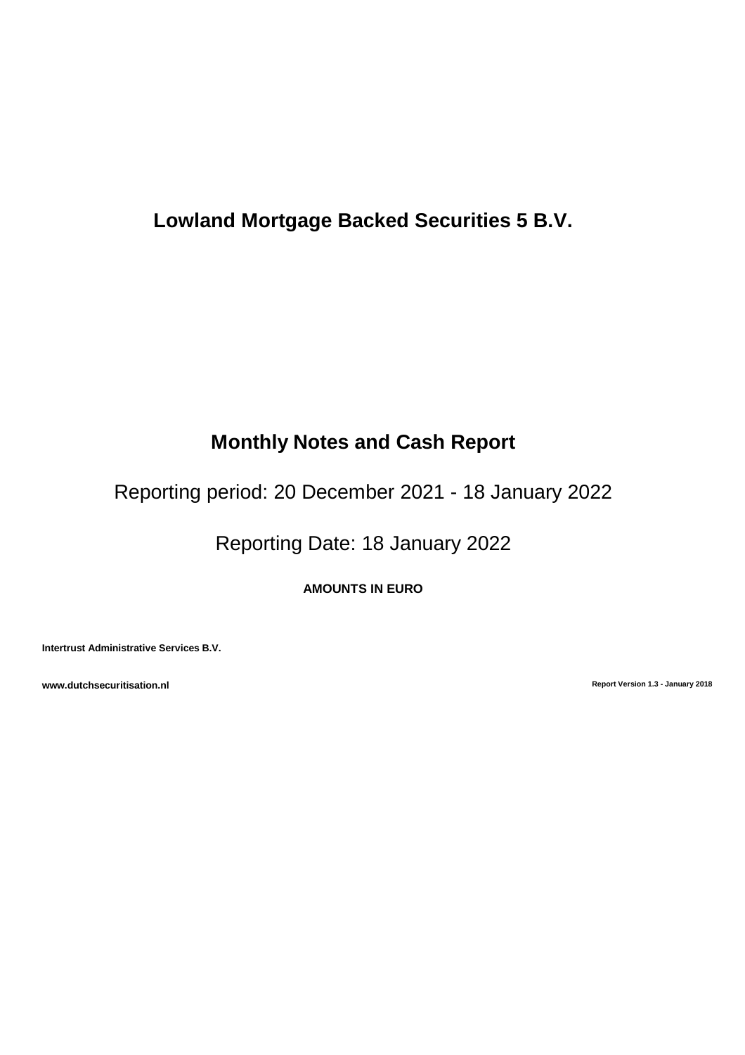# Lowland Mortgage Backed Securities 5 B.V.

## Monthly Notes and Cash Report

Reporting period: 20 December 2021 - 18 January 2022

Reporting Date: 18 January 2022

**AMOUNTS IN EURO**

**Intertrust Administrative Services B.V.**

**www.dutchsecuritisation.nl**

**Report Version 1.3 - January 2018**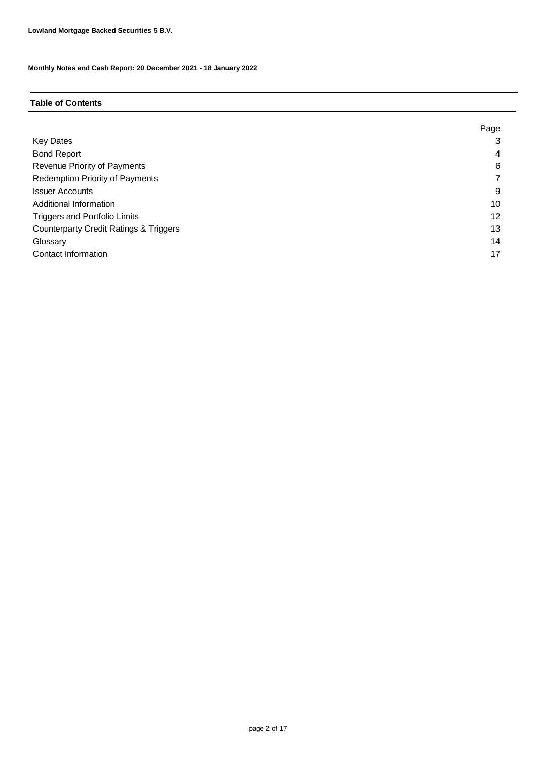**Lowland Mortgage Backed Securities 5 B.V.**

**Monthly Notes and Cash Report: 20 December 2021 - 18 January 2022**

## Table of Contents

| | Page |
|---|---|
| Key Dates | 3 |
| Bond Report | 4 |
| Revenue Priority of Payments | 6 |
| Redemption Priority of Payments | 7 |
| Issuer Accounts | 9 |
| Additional Information | 10 |
| Triggers and Portfolio Limits | 12 |
| Counterparty Credit Ratings & Triggers | 13 |
| Glossary | 14 |
| Contact Information | 17 |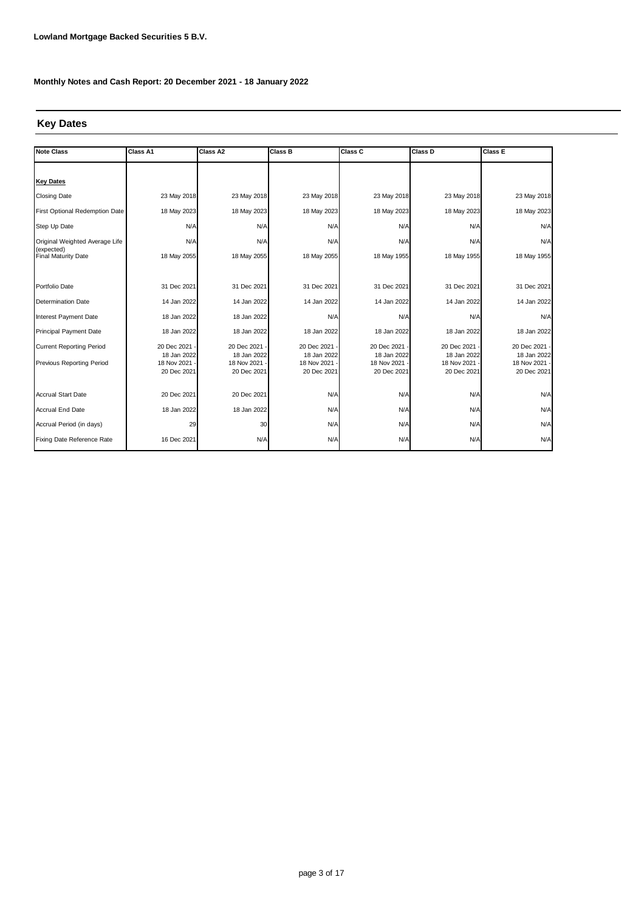**Lowland Mortgage Backed Securities 5 B.V.**

**Monthly Notes and Cash Report: 20 December 2021 - 18 January 2022**

## Key Dates

| Note Class | Class A1 | Class A2 | Class B | Class C | Class D | Class E |
|---|---|---|---|---|---|---|
| **Key Dates** | | | | | | |
| Closing Date | 23 May 2018 | 23 May 2018 | 23 May 2018 | 23 May 2018 | 23 May 2018 | 23 May 2018 |
| First Optional Redemption Date | 18 May 2023 | 18 May 2023 | 18 May 2023 | 18 May 2023 | 18 May 2023 | 18 May 2023 |
| Step Up Date | N/A | N/A | N/A | N/A | N/A | N/A |
| Original Weighted Average Life (expected) | N/A | N/A | N/A | N/A | N/A | N/A |
| Final Maturity Date | 18 May 2055 | 18 May 2055 | 18 May 2055 | 18 May 1955 | 18 May 1955 | 18 May 1955 |
| Portfolio Date | 31 Dec 2021 | 31 Dec 2021 | 31 Dec 2021 | 31 Dec 2021 | 31 Dec 2021 | 31 Dec 2021 |
| Determination Date | 14 Jan 2022 | 14 Jan 2022 | 14 Jan 2022 | 14 Jan 2022 | 14 Jan 2022 | 14 Jan 2022 |
| Interest Payment Date | 18 Jan 2022 | 18 Jan 2022 | N/A | N/A | N/A | N/A |
| Principal Payment Date | 18 Jan 2022 | 18 Jan 2022 | 18 Jan 2022 | 18 Jan 2022 | 18 Jan 2022 | 18 Jan 2022 |
| Current Reporting Period | 20 Dec 2021 - 18 Jan 2022 | 20 Dec 2021 - 18 Jan 2022 | 20 Dec 2021 - 18 Jan 2022 | 20 Dec 2021 - 18 Jan 2022 | 20 Dec 2021 - 18 Jan 2022 | 20 Dec 2021 - 18 Jan 2022 |
| Previous Reporting Period | 18 Nov 2021 - 20 Dec 2021 | 18 Nov 2021 - 20 Dec 2021 | 18 Nov 2021 - 20 Dec 2021 | 18 Nov 2021 - 20 Dec 2021 | 18 Nov 2021 - 20 Dec 2021 | 18 Nov 2021 - 20 Dec 2021 |
| Accrual Start Date | 20 Dec 2021 | 20 Dec 2021 | N/A | N/A | N/A | N/A |
| Accrual End Date | 18 Jan 2022 | 18 Jan 2022 | N/A | N/A | N/A | N/A |
| Accrual Period (in days) | 29 | 30 | N/A | N/A | N/A | N/A |
| Fixing Date Reference Rate | 16 Dec 2021 | N/A | N/A | N/A | N/A | N/A |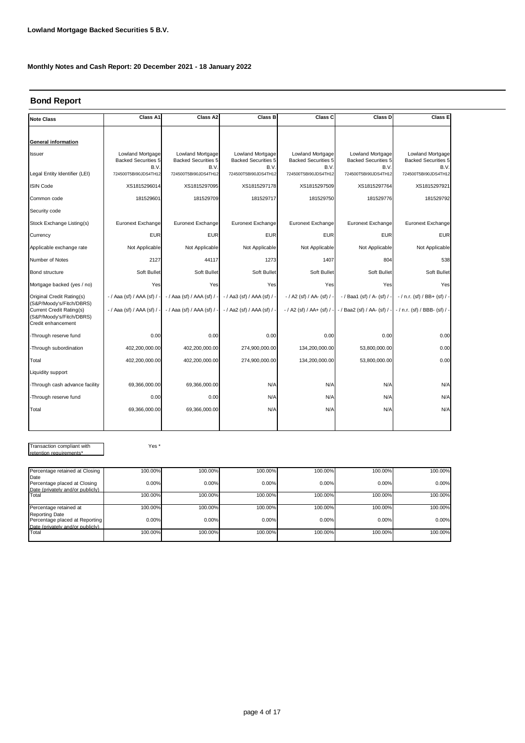**Lowland Mortgage Backed Securities 5 B.V.**

**Monthly Notes and Cash Report: 20 December 2021 - 18 January 2022**

## Bond Report

| Note Class | Class A1 | Class A2 | Class B | Class C | Class D | Class E |
|---|---|---|---|---|---|---|
| **General information** | | | | | | |
| Issuer | Lowland Mortgage Backed Securities 5 B.V. | Lowland Mortgage Backed Securities 5 B.V. | Lowland Mortgage Backed Securities 5 B.V. | Lowland Mortgage Backed Securities 5 B.V. | Lowland Mortgage Backed Securities 5 B.V. | Lowland Mortgage Backed Securities 5 B.V. |
| Legal Entity Identifier (LEI) | 724500T5BI90JDS4TH12 | 724500T5BI90JDS4TH12 | 724500T5BI90JDS4TH12 | 724500T5BI90JDS4TH12 | 724500T5BI90JDS4TH12 | 724500T5BI90JDS4TH12 |
| ISIN Code | XS1815296014 | XS1815297095 | XS1815297178 | XS1815297509 | XS1815297764 | XS1815297921 |
| Common code | 181529601 | 181529709 | 181529717 | 181529750 | 181529776 | 181529792 |
| Security code | | | | | | |
| Stock Exchange Listing(s) | Euronext Exchange | Euronext Exchange | Euronext Exchange | Euronext Exchange | Euronext Exchange | Euronext Exchange |
| Currency | EUR | EUR | EUR | EUR | EUR | EUR |
| Applicable exchange rate | Not Applicable | Not Applicable | Not Applicable | Not Applicable | Not Applicable | Not Applicable |
| Number of Notes | 2127 | 44117 | 1273 | 1407 | 804 | 538 |
| Bond structure | Soft Bullet | Soft Bullet | Soft Bullet | Soft Bullet | Soft Bullet | Soft Bullet |
| Mortgage backed (yes / no) | Yes | Yes | Yes | Yes | Yes | Yes |
| Original Credit Rating(s) (S&P/Moody's/Fitch/DBRS) | - / Aaa (sf) / AAA (sf) / - | - / Aaa (sf) / AAA (sf) / - | - / Aa3 (sf) / AAA (sf) / - | - / A2 (sf) / AA- (sf) / - | - / Baa1 (sf) / A- (sf) / - | - / n.r. (sf) / BB+ (sf) / - |
| Current Credit Rating(s) (S&P/Moody's/Fitch/DBRS) | - / Aaa (sf) / AAA (sf) / - | - / Aaa (sf) / AAA (sf) / - | - / Aa2 (sf) / AAA (sf) / - | - / A2 (sf) / AA+ (sf) / - | - / Baa2 (sf) / AA- (sf) / - | - / n.r. (sf) / BBB- (sf) / - |
| Credit enhancement | | | | | | |
| -Through reserve fund | 0.00 | 0.00 | 0.00 | 0.00 | 0.00 | 0.00 |
| -Through subordination | 402,200,000.00 | 402,200,000.00 | 274,900,000.00 | 134,200,000.00 | 53,800,000.00 | 0.00 |
| Total | 402,200,000.00 | 402,200,000.00 | 274,900,000.00 | 134,200,000.00 | 53,800,000.00 | 0.00 |
| Liquidity support | | | | | | |
| -Through cash advance facility | 69,366,000.00 | 69,366,000.00 | N/A | N/A | N/A | N/A |
| -Through reserve fund | 0.00 | 0.00 | N/A | N/A | N/A | N/A |
| Total | 69,366,000.00 | 69,366,000.00 | N/A | N/A | N/A | N/A |

| Transaction compliant with retention requirements* | Yes * |
|---|---|

| | Class A1 | Class A2 | Class B | Class C | Class D | Class E |
|---|---|---|---|---|---|---|
| Percentage retained at Closing Date | 100.00% | 100.00% | 100.00% | 100.00% | 100.00% | 100.00% |
| Percentage placed at Closing Date (privately and/or publicly) | 0.00% | 0.00% | 0.00% | 0.00% | 0.00% | 0.00% |
| Total | 100.00% | 100.00% | 100.00% | 100.00% | 100.00% | 100.00% |
| Percentage retained at Reporting Date | 100.00% | 100.00% | 100.00% | 100.00% | 100.00% | 100.00% |
| Percentage placed at Reporting Date (privately and/or publicly) | 0.00% | 0.00% | 0.00% | 0.00% | 0.00% | 0.00% |
| Total | 100.00% | 100.00% | 100.00% | 100.00% | 100.00% | 100.00% |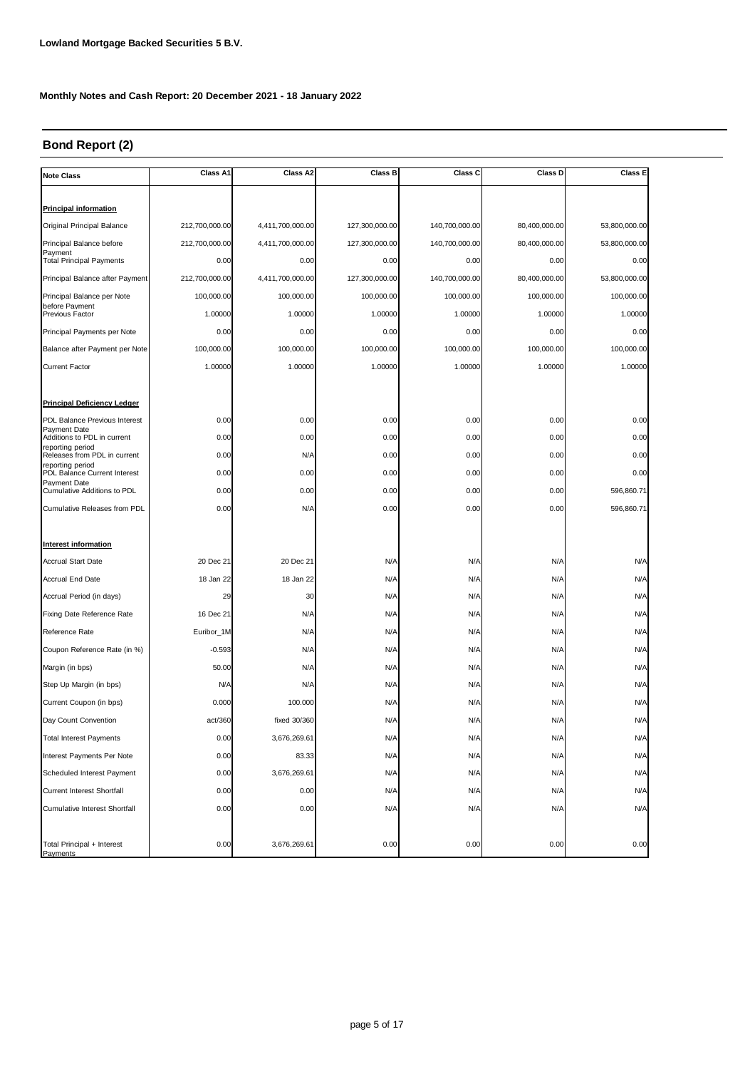**Lowland Mortgage Backed Securities 5 B.V.**

**Monthly Notes and Cash Report: 20 December 2021 - 18 January 2022**

## Bond Report (2)

| Note Class | Class A1 | Class A2 | Class B | Class C | Class D | Class E |
|---|---|---|---|---|---|---|
| **Principal information** | | | | | | |
| Original Principal Balance | 212,700,000.00 | 4,411,700,000.00 | 127,300,000.00 | 140,700,000.00 | 80,400,000.00 | 53,800,000.00 |
| Principal Balance before Payment | 212,700,000.00 | 4,411,700,000.00 | 127,300,000.00 | 140,700,000.00 | 80,400,000.00 | 53,800,000.00 |
| Total Principal Payments | 0.00 | 0.00 | 0.00 | 0.00 | 0.00 | 0.00 |
| Principal Balance after Payment | 212,700,000.00 | 4,411,700,000.00 | 127,300,000.00 | 140,700,000.00 | 80,400,000.00 | 53,800,000.00 |
| Principal Balance per Note before Payment | 100,000.00 | 100,000.00 | 100,000.00 | 100,000.00 | 100,000.00 | 100,000.00 |
| Previous Factor | 1.00000 | 1.00000 | 1.00000 | 1.00000 | 1.00000 | 1.00000 |
| Principal Payments per Note | 0.00 | 0.00 | 0.00 | 0.00 | 0.00 | 0.00 |
| Balance after Payment per Note | 100,000.00 | 100,000.00 | 100,000.00 | 100,000.00 | 100,000.00 | 100,000.00 |
| Current Factor | 1.00000 | 1.00000 | 1.00000 | 1.00000 | 1.00000 | 1.00000 |
| **Principal Deficiency Ledger** | | | | | | |
| PDL Balance Previous Interest Payment Date | 0.00 | 0.00 | 0.00 | 0.00 | 0.00 | 0.00 |
| Additions to PDL in current reporting period | 0.00 | 0.00 | 0.00 | 0.00 | 0.00 | 0.00 |
| Releases from PDL in current reporting period | 0.00 | N/A | 0.00 | 0.00 | 0.00 | 0.00 |
| PDL Balance Current Interest Payment Date | 0.00 | 0.00 | 0.00 | 0.00 | 0.00 | 0.00 |
| Cumulative Additions to PDL | 0.00 | 0.00 | 0.00 | 0.00 | 0.00 | 596,860.71 |
| Cumulative Releases from PDL | 0.00 | N/A | 0.00 | 0.00 | 0.00 | 596,860.71 |
| **Interest information** | | | | | | |
| Accrual Start Date | 20 Dec 21 | 20 Dec 21 | N/A | N/A | N/A | N/A |
| Accrual End Date | 18 Jan 22 | 18 Jan 22 | N/A | N/A | N/A | N/A |
| Accrual Period (in days) | 29 | 30 | N/A | N/A | N/A | N/A |
| Fixing Date Reference Rate | 16 Dec 21 | N/A | N/A | N/A | N/A | N/A |
| Reference Rate | Euribor_1M | N/A | N/A | N/A | N/A | N/A |
| Coupon Reference Rate (in %) | -0.593 | N/A | N/A | N/A | N/A | N/A |
| Margin (in bps) | 50.00 | N/A | N/A | N/A | N/A | N/A |
| Step Up Margin (in bps) | N/A | N/A | N/A | N/A | N/A | N/A |
| Current Coupon (in bps) | 0.000 | 100.000 | N/A | N/A | N/A | N/A |
| Day Count Convention | act/360 | fixed 30/360 | N/A | N/A | N/A | N/A |
| Total Interest Payments | 0.00 | 3,676,269.61 | N/A | N/A | N/A | N/A |
| Interest Payments Per Note | 0.00 | 83.33 | N/A | N/A | N/A | N/A |
| Scheduled Interest Payment | 0.00 | 3,676,269.61 | N/A | N/A | N/A | N/A |
| Current Interest Shortfall | 0.00 | 0.00 | N/A | N/A | N/A | N/A |
| Cumulative Interest Shortfall | 0.00 | 0.00 | N/A | N/A | N/A | N/A |
| Total Principal + Interest Payments | 0.00 | 3,676,269.61 | 0.00 | 0.00 | 0.00 | 0.00 |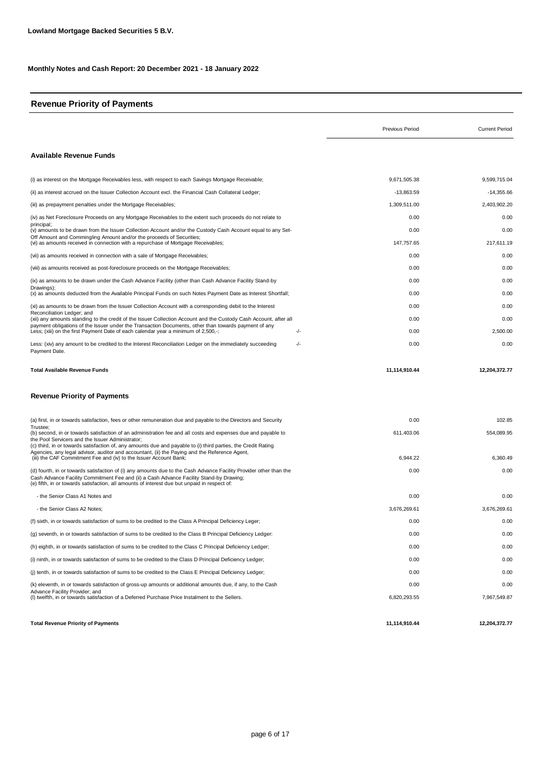**Lowland Mortgage Backed Securities 5 B.V.**

**Monthly Notes and Cash Report: 20 December 2021 - 18 January 2022**

## Revenue Priority of Payments

| | | Previous Period | Current Period |
|---|---|---|---|
| **Available Revenue Funds** | | | |
| (i) as interest on the Mortgage Receivables less, with respect to each Savings Mortgage Receivable; | | 9,671,505.38 | 9,599,715.04 |
| (ii) as interest accrued on the Issuer Collection Account excl. the Financial Cash Collateral Ledger; | | -13,863.59 | -14,355.66 |
| (iii) as prepayment penalties under the Mortgage Receivables; | | 1,309,511.00 | 2,403,902.20 |
| (iv) as Net Foreclosure Proceeds on any Mortgage Receivables to the extent such proceeds do not relate to principal; | | 0.00 | 0.00 |
| (v) amounts to be drawn from the Issuer Collection Account and/or the Custody Cash Account equal to any Set-Off Amount and Commingling Amount and/or the proceeds of Securities; | | 0.00 | 0.00 |
| (vi) as amounts received in connection with a repurchase of Mortgage Receivables; | | 147,757.65 | 217,611.19 |
| (vii) as amounts received in connection with a sale of Mortgage Receivables; | | 0.00 | 0.00 |
| (viii) as amounts received as post-foreclosure proceeds on the Mortgage Receivables; | | 0.00 | 0.00 |
| (ix) as amounts to be drawn under the Cash Advance Facility (other than Cash Advance Facility Stand-by Drawings); | | 0.00 | 0.00 |
| (x) as amounts deducted from the Available Principal Funds on such Notes Payment Date as Interest Shortfall; | | 0.00 | 0.00 |
| (xi) as amounts to be drawn from the Issuer Collection Account with a corresponding debit to the Interest Reconciliation Ledger; and | | 0.00 | 0.00 |
| (xii) any amounts standing to the credit of the Issuer Collection Account and the Custody Cash Account, after all payment obligations of the Issuer under the Transaction Documents, other than towards payment of any | | 0.00 | 0.00 |
| Less; (xiii) on the first Payment Date of each calendar year a minimum of 2,500,-; | -/- | 0.00 | 2,500.00 |
| Less: (xiv) any amount to be credited to the Interest Reconciliation Ledger on the immediately succeeding Payment Date. | -/- | 0.00 | 0.00 |
| **Total Available Revenue Funds** | | **11,114,910.44** | **12,204,372.77** |
| **Revenue Priority of Payments** | | | |
| (a) first, in or towards satisfaction, fees or other remuneration due and payable to the Directors and Security Trustee; | | 0.00 | 102.85 |
| (b) second, in or towards satisfaction of an administration fee and all costs and expenses due and payable to the Pool Servicers and the Issuer Administrator; | | 611,403.06 | 554,089.95 |
| (c) third, in or towards satisfaction of, any amounts due and payable to (i) third parties, the Credit Rating Agencies, any legal advisor, auditor and accountant, (ii) the Paying and the Reference Agent, (iii) the CAF Commitment Fee and (iv) to the Issuer Account Bank; | | 6,944.22 | 6,360.49 |
| (d) fourth, in or towards satisfaction of (i) any amounts due to the Cash Advance Facility Provider other than the Cash Advance Facility Commitment Fee and (ii) a Cash Advance Facility Stand-by Drawing; | | 0.00 | 0.00 |
| (e) fifth, in or towards satisfaction, all amounts of interest due but unpaid in respect of: | | | |
| - the Senior Class A1 Notes and | | 0.00 | 0.00 |
| - the Senior Class A2 Notes; | | 3,676,269.61 | 3,676,269.61 |
| (f) sixth, in or towards satisfaction of sums to be credited to the Class A Principal Deficiency Leger; | | 0.00 | 0.00 |
| (g) seventh, in or towards satisfaction of sums to be credited to the Class B Principal Deficiency Ledger: | | 0.00 | 0.00 |
| (h) eighth, in or towards satisfaction of sums to be credited to the Class C Principal Deficiency Ledger; | | 0.00 | 0.00 |
| (i) ninth, in or towards satisfaction of sums to be credited to the Class D Principal Deficiency Ledger; | | 0.00 | 0.00 |
| (j) tenth, in or towards satisfaction of sums to be credited to the Class E Principal Deficiency Ledger; | | 0.00 | 0.00 |
| (k) eleventh, in or towards satisfaction of gross-up amounts or additional amounts due, if any, to the Cash Advance Facility Provider; and | | 0.00 | 0.00 |
| (l) twelfth, in or towards satisfaction of a Deferred Purchase Price Instalment to the Sellers. | | 6,820,293.55 | 7,967,549.87 |
| **Total Revenue Priority of Payments** | | **11,114,910.44** | **12,204,372.77** |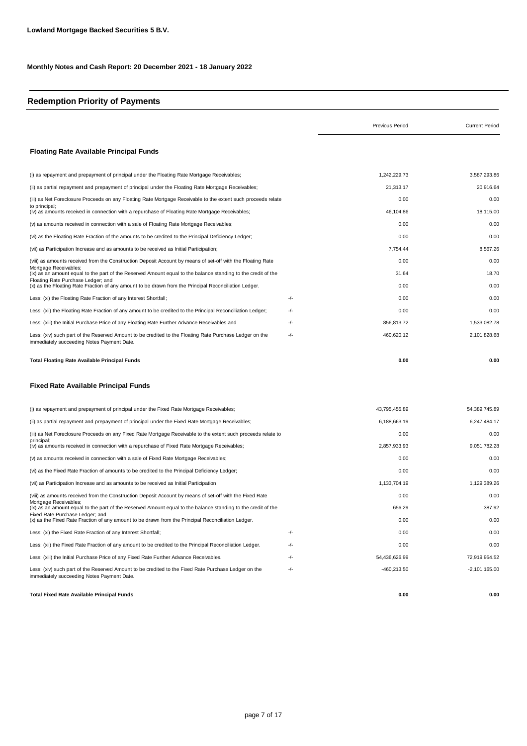**Lowland Mortgage Backed Securities 5 B.V.**

**Monthly Notes and Cash Report: 20 December 2021 - 18 January 2022**

## Redemption Priority of Payments

| | | Previous Period | Current Period |
|---|---|---|---|
| **Floating Rate Available Principal Funds** | | | |
| (i) as repayment and prepayment of principal under the Floating Rate Mortgage Receivables; | | 1,242,229.73 | 3,587,293.86 |
| (ii) as partial repayment and prepayment of principal under the Floating Rate Mortgage Receivables; | | 21,313.17 | 20,916.64 |
| (iii) as Net Foreclosure Proceeds on any Floating Rate Mortgage Receivable to the extent such proceeds relate to principal; | | 0.00 | 0.00 |
| (iv) as amounts received in connection with a repurchase of Floating Rate Mortgage Receivables; | | 46,104.86 | 18,115.00 |
| (v) as amounts received in connection with a sale of Floating Rate Mortgage Receivables; | | 0.00 | 0.00 |
| (vi) as the Floating Rate Fraction of the amounts to be credited to the Principal Deficiency Ledger; | | 0.00 | 0.00 |
| (vii) as Participation Increase and as amounts to be received as Initial Participation; | | 7,754.44 | 8,567.26 |
| (viii) as amounts received from the Construction Deposit Account by means of set-off with the Floating Rate Mortgage Receivables; | | 0.00 | 0.00 |
| (ix) as an amount equal to the part of the Reserved Amount equal to the balance standing to the credit of the Floating Rate Purchase Ledger; and | | 31.64 | 18.70 |
| (x) as the Floating Rate Fraction of any amount to be drawn from the Principal Reconciliation Ledger. | | 0.00 | 0.00 |
| Less: (xi) the Floating Rate Fraction of any Interest Shortfall; | -/- | 0.00 | 0.00 |
| Less: (xii) the Floating Rate Fraction of any amount to be credited to the Principal Reconciliation Ledger; | -/- | 0.00 | 0.00 |
| Less: (xiii) the Initial Purchase Price of any Floating Rate Further Advance Receivables and | -/- | 856,813.72 | 1,533,082.78 |
| Less: (xiv) such part of the Reserved Amount to be credited to the Floating Rate Purchase Ledger on the immediately succeeding Notes Payment Date. | -/- | 460,620.12 | 2,101,828.68 |
| **Total Floating Rate Available Principal Funds** | | **0.00** | **0.00** |
| **Fixed Rate Available Principal Funds** | | | |
| (i) as repayment and prepayment of principal under the Fixed Rate Mortgage Receivables; | | 43,795,455.89 | 54,389,745.89 |
| (ii) as partial repayment and prepayment of principal under the Fixed Rate Mortgage Receivables; | | 6,188,663.19 | 6,247,484.17 |
| (iii) as Net Foreclosure Proceeds on any Fixed Rate Mortgage Receivable to the extent such proceeds relate to principal; | | 0.00 | 0.00 |
| (iv) as amounts received in connection with a repurchase of Fixed Rate Mortgage Receivables; | | 2,857,933.93 | 9,051,782.28 |
| (v) as amounts received in connection with a sale of Fixed Rate Mortgage Receivables; | | 0.00 | 0.00 |
| (vi) as the Fixed Rate Fraction of amounts to be credited to the Principal Deficiency Ledger; | | 0.00 | 0.00 |
| (vii) as Participation Increase and as amounts to be received as Initial Participation | | 1,133,704.19 | 1,129,389.26 |
| (viii) as amounts received from the Construction Deposit Account by means of set-off with the Fixed Rate Mortgage Receivables; | | 0.00 | 0.00 |
| (ix) as an amount equal to the part of the Reserved Amount equal to the balance standing to the credit of the Fixed Rate Purchase Ledger; and | | 656.29 | 387.92 |
| (x) as the Fixed Rate Fraction of any amount to be drawn from the Principal Reconciliation Ledger. | | 0.00 | 0.00 |
| Less: (xi) the Fixed Rate Fraction of any Interest Shortfall; | -/- | 0.00 | 0.00 |
| Less: (xii) the Fixed Rate Fraction of any amount to be credited to the Principal Reconciliation Ledger. | -/- | 0.00 | 0.00 |
| Less: (xiii) the Initial Purchase Price of any Fixed Rate Further Advance Receivables. | -/- | 54,436,626.99 | 72,919,954.52 |
| Less: (xiv) such part of the Reserved Amount to be credited to the Fixed Rate Purchase Ledger on the immediately succeeding Notes Payment Date. | -/- | -460,213.50 | -2,101,165.00 |
| **Total Fixed Rate Available Principal Funds** | | **0.00** | **0.00** |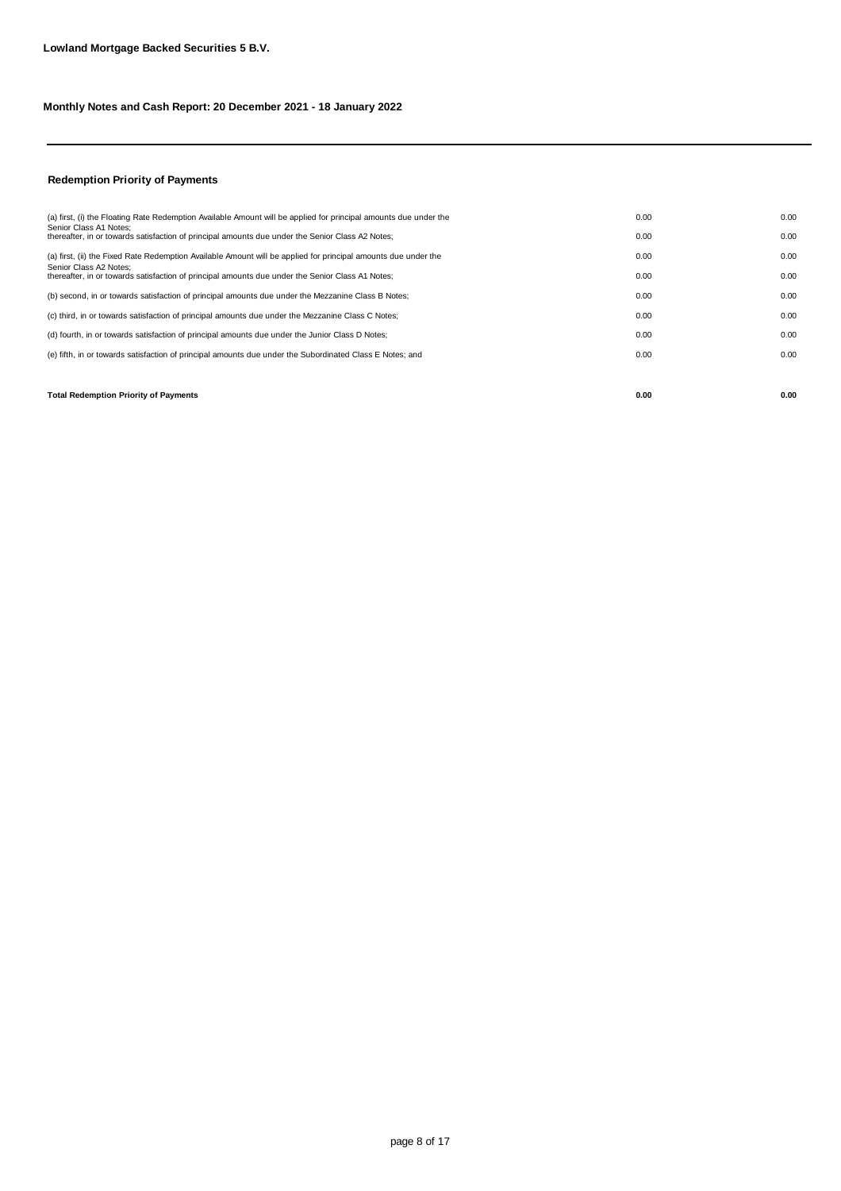**Lowland Mortgage Backed Securities 5 B.V.**

**Monthly Notes and Cash Report: 20 December 2021 - 18 January 2022**

---

## Redemption Priority of Payments

| | | |
|---|---|---|
| (a) first, (i) the Floating Rate Redemption Available Amount will be applied for principal amounts due under the Senior Class A1 Notes; | 0.00 | 0.00 |
| thereafter, in or towards satisfaction of principal amounts due under the Senior Class A2 Notes; | 0.00 | 0.00 |
| (a) first, (ii) the Fixed Rate Redemption Available Amount will be applied for principal amounts due under the Senior Class A2 Notes; | 0.00 | 0.00 |
| thereafter, in or towards satisfaction of principal amounts due under the Senior Class A1 Notes; | 0.00 | 0.00 |
| (b) second, in or towards satisfaction of principal amounts due under the Mezzanine Class B Notes; | 0.00 | 0.00 |
| (c) third, in or towards satisfaction of principal amounts due under the Mezzanine Class C Notes; | 0.00 | 0.00 |
| (d) fourth, in or towards satisfaction of principal amounts due under the Junior Class D Notes; | 0.00 | 0.00 |
| (e) fifth, in or towards satisfaction of principal amounts due under the Subordinated Class E Notes; and | 0.00 | 0.00 |
| **Total Redemption Priority of Payments** | **0.00** | **0.00** |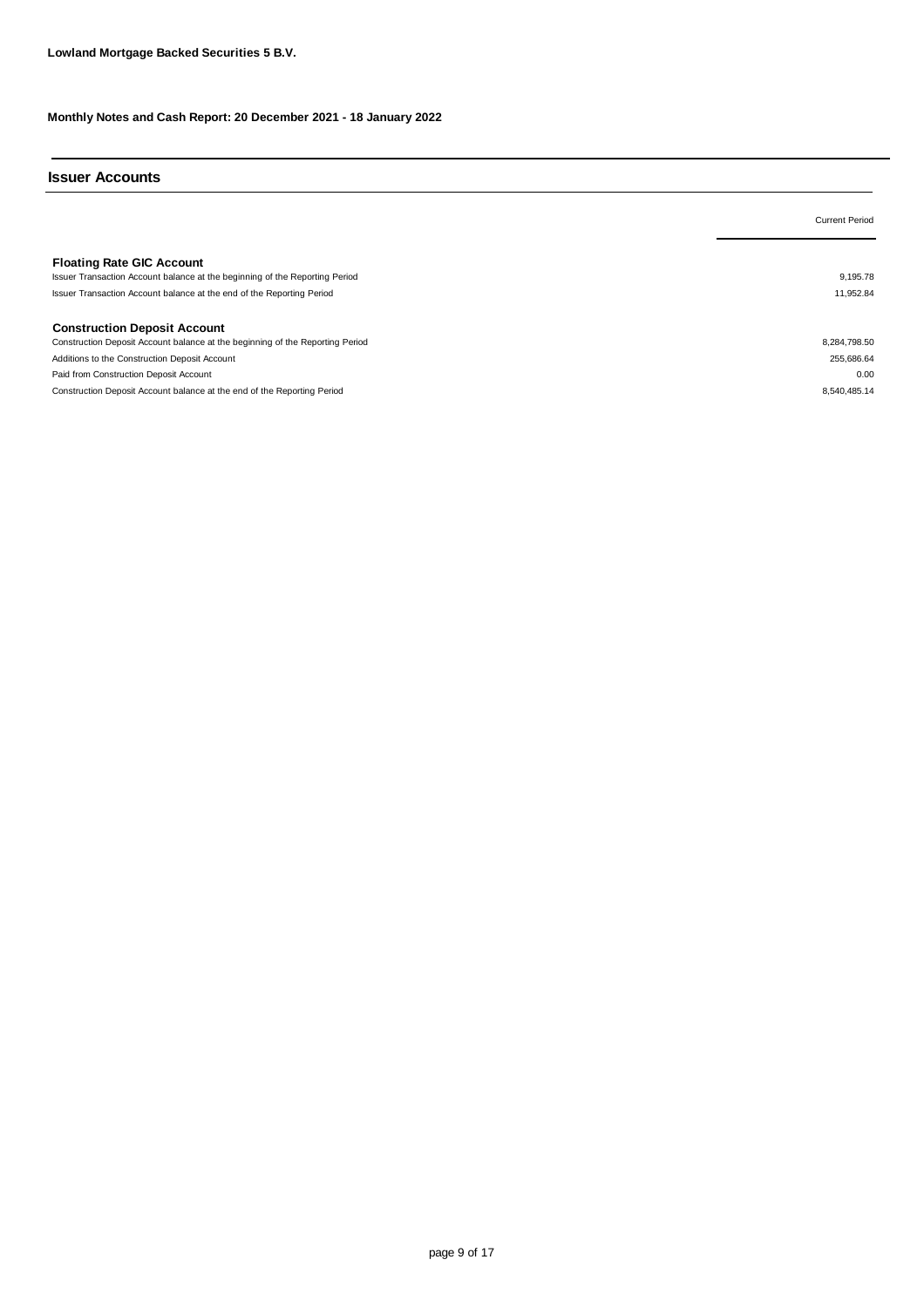**Lowland Mortgage Backed Securities 5 B.V.**

**Monthly Notes and Cash Report: 20 December 2021 - 18 January 2022**

## Issuer Accounts

| | Current Period |
|---|---|
| **Floating Rate GIC Account** | |
| Issuer Transaction Account balance at the beginning of the Reporting Period | 9,195.78 |
| Issuer Transaction Account balance at the end of the Reporting Period | 11,952.84 |
| | |
| **Construction Deposit Account** | |
| Construction Deposit Account balance at the beginning of the Reporting Period | 8,284,798.50 |
| Additions to the Construction Deposit Account | 255,686.64 |
| Paid from Construction Deposit Account | 0.00 |
| Construction Deposit Account balance at the end of the Reporting Period | 8,540,485.14 |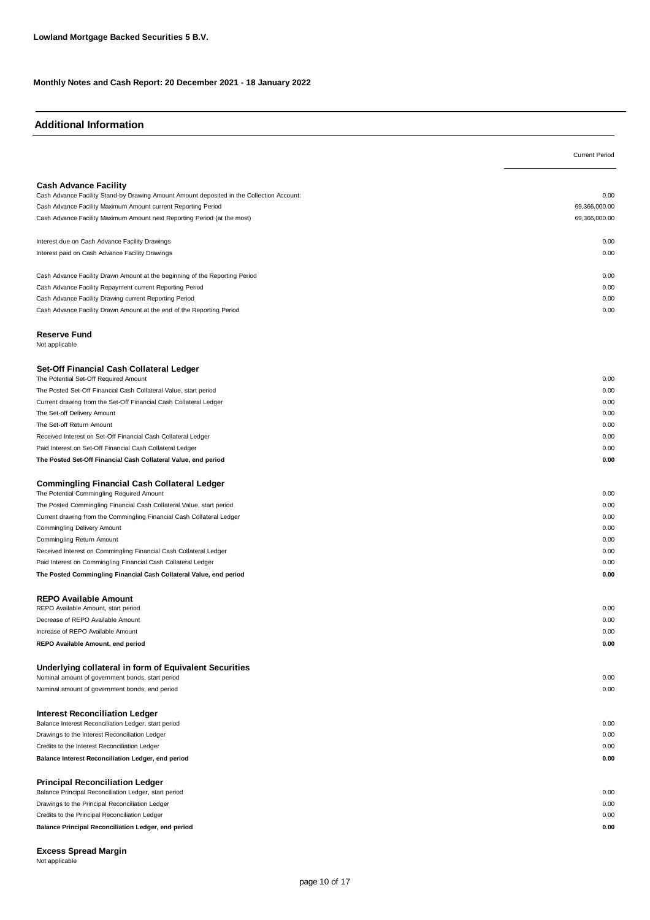**Lowland Mortgage Backed Securities 5 B.V.**

**Monthly Notes and Cash Report: 20 December 2021 - 18 January 2022**

## Additional Information

| | Current Period |
|---|---|
| **Cash Advance Facility** | |
| Cash Advance Facility Stand-by Drawing Amount Amount deposited in the Collection Account: | 0.00 |
| Cash Advance Facility Maximum Amount current Reporting Period | 69,366,000.00 |
| Cash Advance Facility Maximum Amount next Reporting Period (at the most) | 69,366,000.00 |
| | |
| Interest due on Cash Advance Facility Drawings | 0.00 |
| Interest paid on Cash Advance Facility Drawings | 0.00 |
| | |
| Cash Advance Facility Drawn Amount at the beginning of the Reporting Period | 0.00 |
| Cash Advance Facility Repayment current Reporting Period | 0.00 |
| Cash Advance Facility Drawing current Reporting Period | 0.00 |
| Cash Advance Facility Drawn Amount at the end of the Reporting Period | 0.00 |
| | |
| **Reserve Fund** | |
| Not applicable | |
| | |
| **Set-Off Financial Cash Collateral Ledger** | |
| The Potential Set-Off Required Amount | 0.00 |
| The Posted Set-Off Financial Cash Collateral Value, start period | 0.00 |
| Current drawing from the Set-Off Financial Cash Collateral Ledger | 0.00 |
| The Set-off Delivery Amount | 0.00 |
| The Set-off Return Amount | 0.00 |
| Received Interest on Set-Off Financial Cash Collateral Ledger | 0.00 |
| Paid Interest on Set-Off Financial Cash Collateral Ledger | 0.00 |
| **The Posted Set-Off Financial Cash Collateral Value, end period** | **0.00** |
| | |
| **Commingling Financial Cash Collateral Ledger** | |
| The Potential Commingling Required Amount | 0.00 |
| The Posted Commingling Financial Cash Collateral Value, start period | 0.00 |
| Current drawing from the Commingling Financial Cash Collateral Ledger | 0.00 |
| Commingling Delivery Amount | 0.00 |
| Commingling Return Amount | 0.00 |
| Received Interest on Commingling Financial Cash Collateral Ledger | 0.00 |
| Paid Interest on Commingling Financial Cash Collateral Ledger | 0.00 |
| **The Posted Commingling Financial Cash Collateral Value, end period** | **0.00** |
| | |
| **REPO Available Amount** | |
| REPO Available Amount, start period | 0.00 |
| Decrease of REPO Available Amount | 0.00 |
| Increase of REPO Available Amount | 0.00 |
| **REPO Available Amount, end period** | **0.00** |
| | |
| **Underlying collateral in form of Equivalent Securities** | |
| Nominal amount of government bonds, start period | 0.00 |
| Nominal amount of government bonds, end period | 0.00 |
| | |
| **Interest Reconciliation Ledger** | |
| Balance Interest Reconciliation Ledger, start period | 0.00 |
| Drawings to the Interest Reconciliation Ledger | 0.00 |
| Credits to the Interest Reconciliation Ledger | 0.00 |
| **Balance Interest Reconciliation Ledger, end period** | **0.00** |
| | |
| **Principal Reconciliation Ledger** | |
| Balance Principal Reconciliation Ledger, start period | 0.00 |
| Drawings to the Principal Reconciliation Ledger | 0.00 |
| Credits to the Principal Reconciliation Ledger | 0.00 |
| **Balance Principal Reconciliation Ledger, end period** | **0.00** |
| | |
| **Excess Spread Margin** | |
| Not applicable | |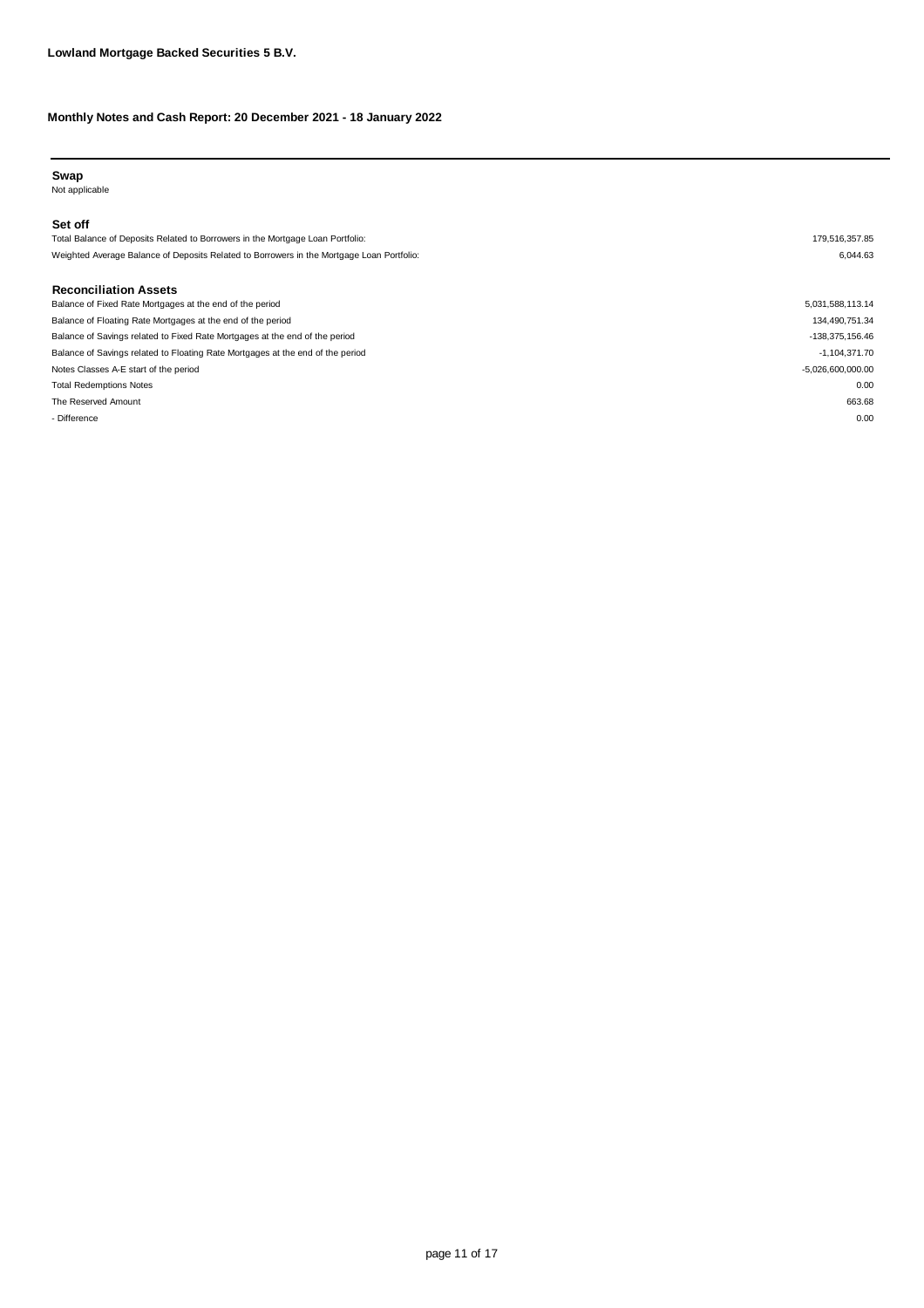**Lowland Mortgage Backed Securities 5 B.V.**

**Monthly Notes and Cash Report: 20 December 2021 - 18 January 2022**

## Swap

Not applicable

## Set off

| | |
|---|---|
| Total Balance of Deposits Related to Borrowers in the Mortgage Loan Portfolio: | 179,516,357.85 |
| Weighted Average Balance of Deposits Related to Borrowers in the Mortgage Loan Portfolio: | 6,044.63 |

## Reconciliation Assets

| | |
|---|---|
| Balance of Fixed Rate Mortgages at the end of the period | 5,031,588,113.14 |
| Balance of Floating Rate Mortgages at the end of the period | 134,490,751.34 |
| Balance of Savings related to Fixed Rate Mortgages at the end of the period | -138,375,156.46 |
| Balance of Savings related to Floating Rate Mortgages at the end of the period | -1,104,371.70 |
| Notes Classes A-E start of the period | -5,026,600,000.00 |
| Total Redemptions Notes | 0.00 |
| The Reserved Amount | 663.68 |
| - Difference | 0.00 |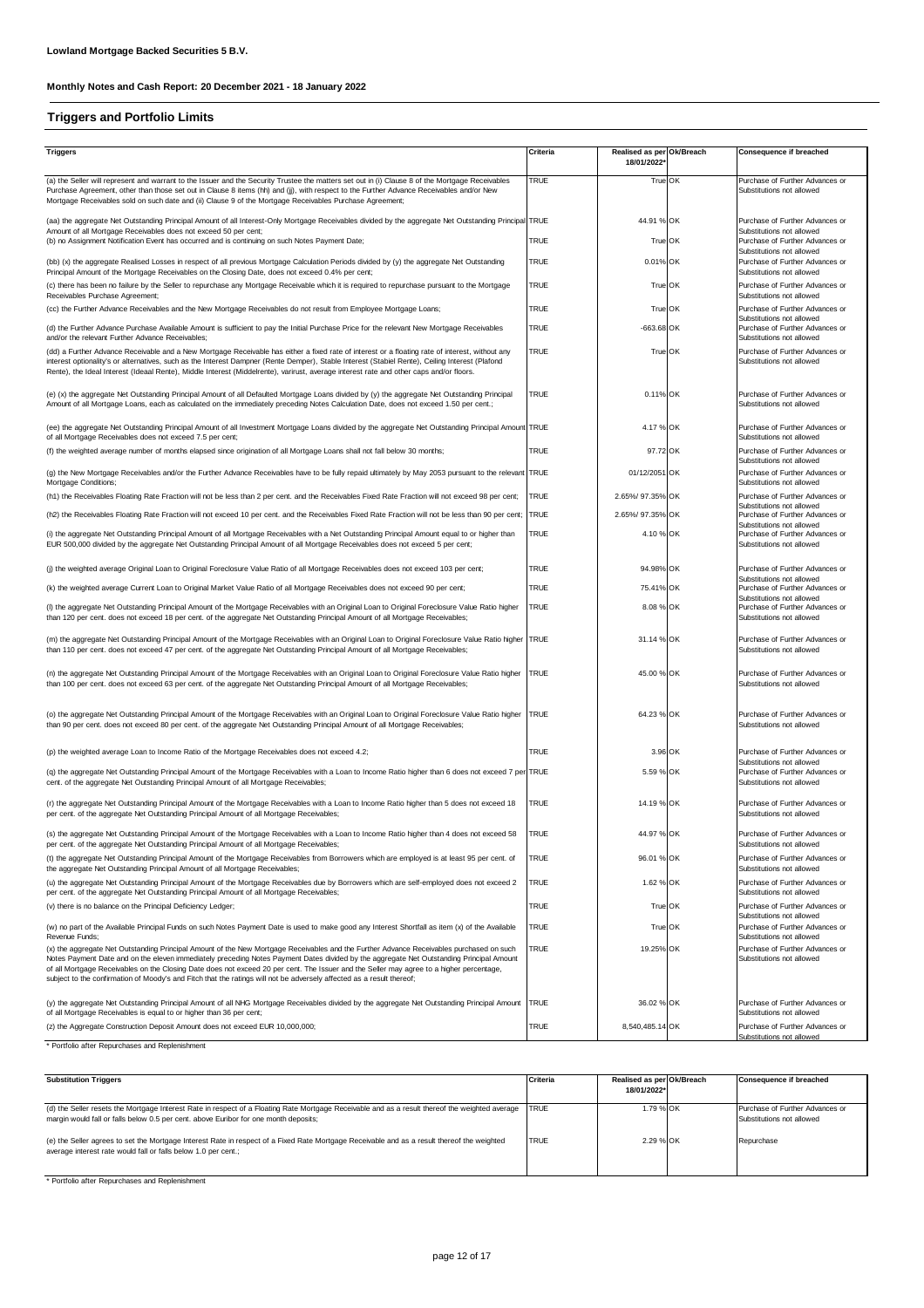**Lowland Mortgage Backed Securities 5 B.V.**

**Monthly Notes and Cash Report: 20 December 2021 - 18 January 2022**

## Triggers and Portfolio Limits

| Triggers | Criteria | Realised as per 18/01/2022* | Ok/Breach | Consequence if breached |
|---|---|---|---|---|
| (a) the Seller will represent and warrant to the Issuer and the Security Trustee the matters set out in (i) Clause 8 of the Mortgage Receivables Purchase Agreement, other than those set out in Clause 8 items (hh) and (jj), with respect to the Further Advance Receivables and/or New Mortgage Receivables sold on such date and (ii) Clause 9 of the Mortgage Receivables Purchase Agreement; | TRUE | True | OK | Purchase of Further Advances or Substitutions not allowed |
| (aa) the aggregate Net Outstanding Principal Amount of all Interest-Only Mortgage Receivables divided by the aggregate Net Outstanding Principal Amount of all Mortgage Receivables does not exceed 50 per cent; | TRUE | 44.91 % | OK | Purchase of Further Advances or Substitutions not allowed |
| (b) no Assignment Notification Event has occurred and is continuing on such Notes Payment Date; | TRUE | True | OK | Purchase of Further Advances or Substitutions not allowed |
| (bb) (x) the aggregate Realised Losses in respect of all previous Mortgage Calculation Periods divided by (y) the aggregate Net Outstanding Principal Amount of the Mortgage Receivables on the Closing Date, does not exceed 0.4% per cent; | TRUE | 0.01% | OK | Purchase of Further Advances or Substitutions not allowed |
| (c) there has been no failure by the Seller to repurchase any Mortgage Receivable which it is required to repurchase pursuant to the Mortgage Receivables Purchase Agreement; | TRUE | True | OK | Purchase of Further Advances or Substitutions not allowed |
| (cc) the Further Advance Receivables and the New Mortgage Receivables do not result from Employee Mortgage Loans; | TRUE | True | OK | Purchase of Further Advances or Substitutions not allowed |
| (d) the Further Advance Purchase Available Amount is sufficient to pay the Initial Purchase Price for the relevant New Mortgage Receivables and/or the relevant Further Advance Receivables; | TRUE | -663.68 | OK | Purchase of Further Advances or Substitutions not allowed |
| (dd) a Further Advance Receivable and a New Mortgage Receivable has either a fixed rate of interest or a floating rate of interest, without any interest optionality's or alternatives, such as the Interest Dampner (Rente Demper), Stable Interest (Stabiel Rente), Ceiling Interest (Plafond Rente), the Ideal Interest (Ideaal Rente), Middle Interest (Middelrente), varirust, average interest rate and other caps and/or floors. | TRUE | True | OK | Purchase of Further Advances or Substitutions not allowed |
| (e) (x) the aggregate Net Outstanding Principal Amount of all Defaulted Mortgage Loans divided by (y) the aggregate Net Outstanding Principal Amount of all Mortgage Loans, each as calculated on the immediately preceding Notes Calculation Date, does not exceed 1.50 per cent.; | TRUE | 0.11% | OK | Purchase of Further Advances or Substitutions not allowed |
| (ee) the aggregate Net Outstanding Principal Amount of all Investment Mortgage Loans divided by the aggregate Net Outstanding Principal Amount of all Mortgage Receivables does not exceed 7.5 per cent; | TRUE | 4.17 % | OK | Purchase of Further Advances or Substitutions not allowed |
| (f) the weighted average number of months elapsed since origination of all Mortgage Loans shall not fall below 30 months; | TRUE | 97.72 | OK | Purchase of Further Advances or Substitutions not allowed |
| (g) the New Mortgage Receivables and/or the Further Advance Receivables have to be fully repaid ultimately by May 2053 pursuant to the relevant Mortgage Conditions; | TRUE | 01/12/2051 | OK | Purchase of Further Advances or Substitutions not allowed |
| (h1) the Receivables Floating Rate Fraction will not be less than 2 per cent. and the Receivables Fixed Rate Fraction will not exceed 98 per cent; | TRUE | 2.65%/ 97.35% | OK | Purchase of Further Advances or Substitutions not allowed |
| (h2) the Receivables Floating Rate Fraction will not exceed 10 per cent. and the Receivables Fixed Rate Fraction will not be less than 90 per cent; | TRUE | 2.65%/ 97.35% | OK | Purchase of Further Advances or Substitutions not allowed |
| (i) the aggregate Net Outstanding Principal Amount of all Mortgage Receivables with a Net Outstanding Principal Amount equal to or higher than EUR 500,000 divided by the aggregate Net Outstanding Principal Amount of all Mortgage Receivables does not exceed 5 per cent; | TRUE | 4.10 % | OK | Purchase of Further Advances or Substitutions not allowed |
| (j) the weighted average Original Loan to Original Foreclosure Value Ratio of all Mortgage Receivables does not exceed 103 per cent; | TRUE | 94.98% | OK | Purchase of Further Advances or Substitutions not allowed |
| (k) the weighted average Current Loan to Original Market Value Ratio of all Mortgage Receivables does not exceed 90 per cent; | TRUE | 75.41% | OK | Purchase of Further Advances or Substitutions not allowed |
| (l) the aggregate Net Outstanding Principal Amount of the Mortgage Receivables with an Original Loan to Original Foreclosure Value Ratio higher than 120 per cent. does not exceed 18 per cent. of the aggregate Net Outstanding Principal Amount of all Mortgage Receivables; | TRUE | 8.08 % | OK | Purchase of Further Advances or Substitutions not allowed |
| (m) the aggregate Net Outstanding Principal Amount of the Mortgage Receivables with an Original Loan to Original Foreclosure Value Ratio higher than 110 per cent. does not exceed 47 per cent. of the aggregate Net Outstanding Principal Amount of all Mortgage Receivables; | TRUE | 31.14 % | OK | Purchase of Further Advances or Substitutions not allowed |
| (n) the aggregate Net Outstanding Principal Amount of the Mortgage Receivables with an Original Loan to Original Foreclosure Value Ratio higher than 100 per cent. does not exceed 63 per cent. of the aggregate Net Outstanding Principal Amount of all Mortgage Receivables; | TRUE | 45.00 % | OK | Purchase of Further Advances or Substitutions not allowed |
| (o) the aggregate Net Outstanding Principal Amount of the Mortgage Receivables with an Original Loan to Original Foreclosure Value Ratio higher than 90 per cent. does not exceed 80 per cent. of the aggregate Net Outstanding Principal Amount of all Mortgage Receivables; | TRUE | 64.23 % | OK | Purchase of Further Advances or Substitutions not allowed |
| (p) the weighted average Loan to Income Ratio of the Mortgage Receivables does not exceed 4.2; | TRUE | 3.96 | OK | Purchase of Further Advances or Substitutions not allowed |
| (q) the aggregate Net Outstanding Principal Amount of the Mortgage Receivables with a Loan to Income Ratio higher than 6 does not exceed 7 per cent. of the aggregate Net Outstanding Principal Amount of all Mortgage Receivables; | TRUE | 5.59 % | OK | Purchase of Further Advances or Substitutions not allowed |
| (r) the aggregate Net Outstanding Principal Amount of the Mortgage Receivables with a Loan to Income Ratio higher than 5 does not exceed 18 per cent. of the aggregate Net Outstanding Principal Amount of all Mortgage Receivables; | TRUE | 14.19 % | OK | Purchase of Further Advances or Substitutions not allowed |
| (s) the aggregate Net Outstanding Principal Amount of the Mortgage Receivables with a Loan to Income Ratio higher than 4 does not exceed 58 per cent. of the aggregate Net Outstanding Principal Amount of all Mortgage Receivables; | TRUE | 44.97 % | OK | Purchase of Further Advances or Substitutions not allowed |
| (t) the aggregate Net Outstanding Principal Amount of the Mortgage Receivables from Borrowers which are employed is at least 95 per cent. of the aggregate Net Outstanding Principal Amount of all Mortgage Receivables; | TRUE | 96.01 % | OK | Purchase of Further Advances or Substitutions not allowed |
| (u) the aggregate Net Outstanding Principal Amount of the Mortgage Receivables due by Borrowers which are self-employed does not exceed 2 per cent. of the aggregate Net Outstanding Principal Amount of all Mortgage Receivables; | TRUE | 1.62 % | OK | Purchase of Further Advances or Substitutions not allowed |
| (v) there is no balance on the Principal Deficiency Ledger; | TRUE | True | OK | Purchase of Further Advances or Substitutions not allowed |
| (w) no part of the Available Principal Funds on such Notes Payment Date is used to make good any Interest Shortfall as item (x) of the Available Revenue Funds; | TRUE | True | OK | Purchase of Further Advances or Substitutions not allowed |
| (x) the aggregate Net Outstanding Principal Amount of the New Mortgage Receivables and the Further Advance Receivables purchased on such Notes Payment Date and on the eleven immediately preceding Notes Payment Dates divided by the aggregate Net Outstanding Principal Amount of all Mortgage Receivables on the Closing Date does not exceed 20 per cent. The Issuer and the Seller may agree to a higher percentage, subject to the confirmation of Moody's and Fitch that the ratings will not be adversely affected as a result thereof; | TRUE | 19.25% | OK | Purchase of Further Advances or Substitutions not allowed |
| (y) the aggregate Net Outstanding Principal Amount of all NHG Mortgage Receivables divided by the aggregate Net Outstanding Principal Amount of all Mortgage Receivables is equal to or higher than 36 per cent; | TRUE | 36.02 % | OK | Purchase of Further Advances or Substitutions not allowed |
| (z) the aggregate Construction Deposit Amount does not exceed EUR 10,000,000; | TRUE | 8,540,485.14 | OK | Purchase of Further Advances or Substitutions not allowed |

\* Portfolio after Repurchases and Replenishment

| Substitution Triggers | Criteria | Realised as per 18/01/2022* | Ok/Breach | Consequence if breached |
|---|---|---|---|---|
| (d) the Seller resets the Mortgage Interest Rate in respect of a Floating Rate Mortgage Receivable and as a result thereof the weighted average margin would fall or falls below 0.5 per cent. above Euribor for one month deposits; | TRUE | 1.79 % | OK | Purchase of Further Advances or Substitutions not allowed |
| (e) the Seller agrees to set the Mortgage Interest Rate in respect of a Fixed Rate Mortgage Receivable and as a result thereof the weighted average interest rate would fall or falls below 1.0 per cent.; | TRUE | 2.29 % | OK | Repurchase |

\* Portfolio after Repurchases and Replenishment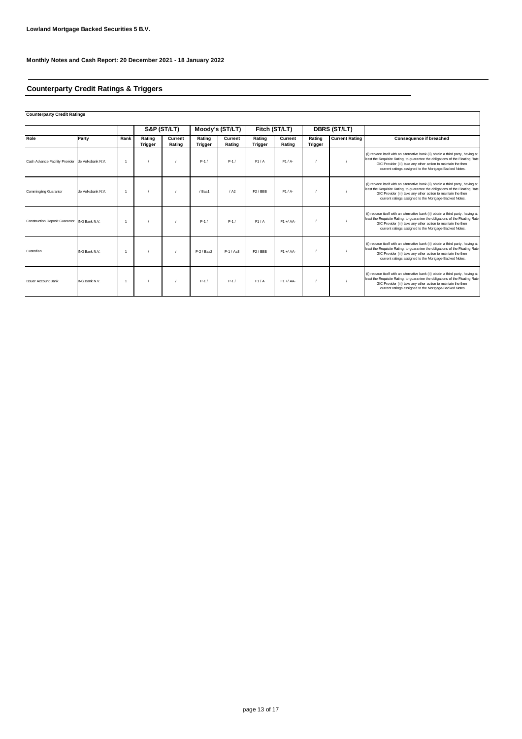**Lowland Mortgage Backed Securities 5 B.V.**

**Monthly Notes and Cash Report: 20 December 2021 - 18 January 2022**

## Counterparty Credit Ratings & Triggers

**Counterparty Credit Ratings**

| | | | S&P (ST/LT) | | Moody's (ST/LT) | | Fitch (ST/LT) | | DBRS (ST/LT) | | |
|---|---|---|---|---|---|---|---|---|---|---|---|
| **Role** | **Party** | **Rank** | **Rating Trigger** | **Current Rating** | **Rating Trigger** | **Current Rating** | **Rating Trigger** | **Current Rating** | **Rating Trigger** | **Current Rating** | **Consequence if breached** |
| Cash Advance Facility Provider | de Volksbank N.V. | 1 | / | / | P-1 / | P-1 / | F1 / A | F1 / A- | / | / | (i) replace itself with an alternative bank (ii) obtain a third party, having at least the Requisite Rating, to guarantee the obligations of the Floating Rate GIC Provider (iii) take any other action to maintain the then current ratings assigned to the Mortgage-Backed Notes. |
| Commingling Guarantor | de Volksbank N.V. | 1 | / | / | / Baa1 | / A2 | F2 / BBB | F1 / A- | / | / | (i) replace itself with an alternative bank (ii) obtain a third party, having at least the Requisite Rating, to guarantee the obligations of the Floating Rate GIC Provider (iii) take any other action to maintain the then current ratings assigned to the Mortgage-Backed Notes. |
| Construction Deposit Guarantor | ING Bank N.V. | 1 | / | / | P-1 / | P-1 / | F1 / A | F1 +/ AA- | / | / | (i) replace itself with an alternative bank (ii) obtain a third party, having at least the Requisite Rating, to guarantee the obligations of the Floating Rate GIC Provider (iii) take any other action to maintain the then current ratings assigned to the Mortgage-Backed Notes. |
| Custodian | ING Bank N.V. | 1 | / | / | P-2 / Baa2 | P-1 / Aa3 | F2 / BBB | F1 +/ AA- | / | / | (i) replace itself with an alternative bank (ii) obtain a third party, having at least the Requisite Rating, to guarantee the obligations of the Floating Rate GIC Provider (iii) take any other action to maintain the then current ratings assigned to the Mortgage-Backed Notes. |
| Issuer Account Bank | ING Bank N.V. | 1 | / | / | P-1 / | P-1 / | F1 / A | F1 +/ AA- | / | / | (i) replace itself with an alternative bank (ii) obtain a third party, having at least the Requisite Rating, to guarantee the obligations of the Floating Rate GIC Provider (iii) take any other action to maintain the then current ratings assigned to the Mortgage-Backed Notes. |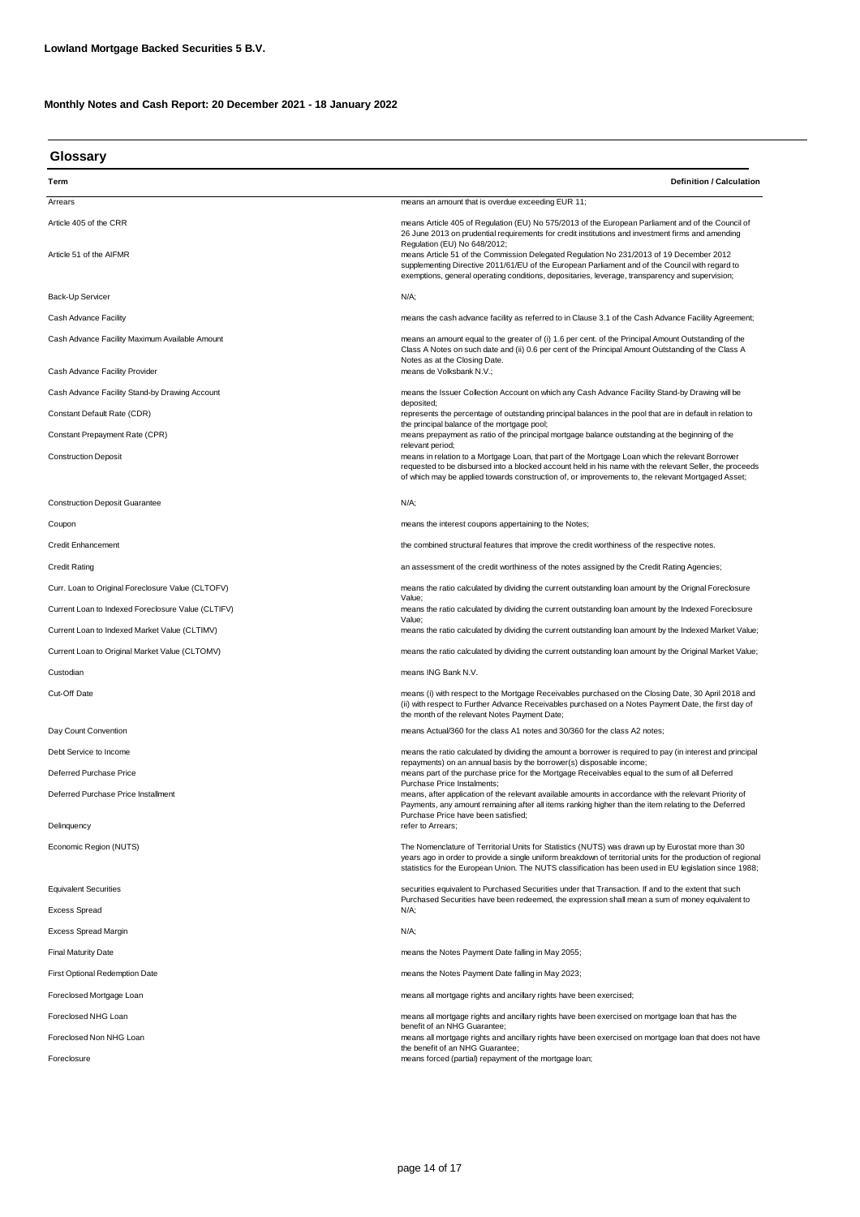**Lowland Mortgage Backed Securities 5 B.V.**

**Monthly Notes and Cash Report: 20 December 2021 - 18 January 2022**

## Glossary

| Term | Definition / Calculation |
| --- | --- |
| Arrears | means an amount that is overdue exceeding EUR 11; |
| Article 405 of the CRR | means Article 405 of Regulation (EU) No 575/2013 of the European Parliament and of the Council of 26 June 2013 on prudential requirements for credit institutions and investment firms and amending Regulation (EU) No 648/2012; |
| Article 51 of the AIFMR | means Article 51 of the Commission Delegated Regulation No 231/2013 of 19 December 2012 supplementing Directive 2011/61/EU of the European Parliament and of the Council with regard to exemptions, general operating conditions, depositaries, leverage, transparency and supervision; |
| Back-Up Servicer | N/A; |
| Cash Advance Facility | means the cash advance facility as referred to in Clause 3.1 of the Cash Advance Facility Agreement; |
| Cash Advance Facility Maximum Available Amount | means an amount equal to the greater of (i) 1.6 per cent. of the Principal Amount Outstanding of the Class A Notes on such date and (ii) 0.6 per cent of the Principal Amount Outstanding of the Class A Notes as at the Closing Date. |
| Cash Advance Facility Provider | means de Volksbank N.V.; |
| Cash Advance Facility Stand-by Drawing Account | means the Issuer Collection Account on which any Cash Advance Facility Stand-by Drawing will be deposited; |
| Constant Default Rate (CDR) | represents the percentage of outstanding principal balances in the pool that are in default in relation to the principal balance of the mortgage pool; |
| Constant Prepayment Rate (CPR) | means prepayment as ratio of the principal mortgage balance outstanding at the beginning of the relevant period; |
| Construction Deposit | means in relation to a Mortgage Loan, that part of the Mortgage Loan which the relevant Borrower requested to be disbursed into a blocked account held in his name with the relevant Seller, the proceeds of which may be applied towards construction of, or improvements to, the relevant Mortgaged Asset; |
| Construction Deposit Guarantee | N/A; |
| Coupon | means the interest coupons appertaining to the Notes; |
| Credit Enhancement | the combined structural features that improve the credit worthiness of the respective notes. |
| Credit Rating | an assessment of the credit worthiness of the notes assigned by the Credit Rating Agencies; |
| Curr. Loan to Original Foreclosure Value (CLTOFV) | means the ratio calculated by dividing the current outstanding loan amount by the Orignal Foreclosure Value; |
| Current Loan to Indexed Foreclosure Value (CLTIFV) | means the ratio calculated by dividing the current outstanding loan amount by the Indexed Foreclosure Value; |
| Current Loan to Indexed Market Value (CLTIMV) | means the ratio calculated by dividing the current outstanding loan amount by the Indexed Market Value; |
| Current Loan to Original Market Value (CLTOMV) | means the ratio calculated by dividing the current outstanding loan amount by the Original Market Value; |
| Custodian | means ING Bank N.V. |
| Cut-Off Date | means (i) with respect to the Mortgage Receivables purchased on the Closing Date, 30 April 2018 and (ii) with respect to Further Advance Receivables purchased on a Notes Payment Date, the first day of the month of the relevant Notes Payment Date; |
| Day Count Convention | means Actual/360 for the class A1 notes and 30/360 for the class A2 notes; |
| Debt Service to Income | means the ratio calculated by dividing the amount a borrower is required to pay (in interest and principal repayments) on an annual basis by the borrower(s) disposable income; |
| Deferred Purchase Price | means part of the purchase price for the Mortgage Receivables equal to the sum of all Deferred Purchase Price Instalments; |
| Deferred Purchase Price Installment | means, after application of the relevant available amounts in accordance with the relevant Priority of Payments, any amount remaining after all items ranking higher than the item relating to the Deferred Purchase Price have been satisfied; |
| Delinquency | refer to Arrears; |
| Economic Region (NUTS) | The Nomenclature of Territorial Units for Statistics (NUTS) was drawn up by Eurostat more than 30 years ago in order to provide a single uniform breakdown of territorial units for the production of regional statistics for the European Union. The NUTS classification has been used in EU legislation since 1988; |
| Equivalent Securities | securities equivalent to Purchased Securities under that Transaction. If and to the extent that such Purchased Securities have been redeemed, the expression shall mean a sum of money equivalent to |
| Excess Spread | N/A; |
| Excess Spread Margin | N/A; |
| Final Maturity Date | means the Notes Payment Date falling in May 2055; |
| First Optional Redemption Date | means the Notes Payment Date falling in May 2023; |
| Foreclosed Mortgage Loan | means all mortgage rights and ancillary rights have been exercised; |
| Foreclosed NHG Loan | means all mortgage rights and ancillary rights have been exercised on mortgage loan that has the benefit of an NHG Guarantee; |
| Foreclosed Non NHG Loan | means all mortgage rights and ancillary rights have been exercised on mortgage loan that does not have the benefit of an NHG Guarantee; |
| Foreclosure | means forced (partial) repayment of the mortgage loan; |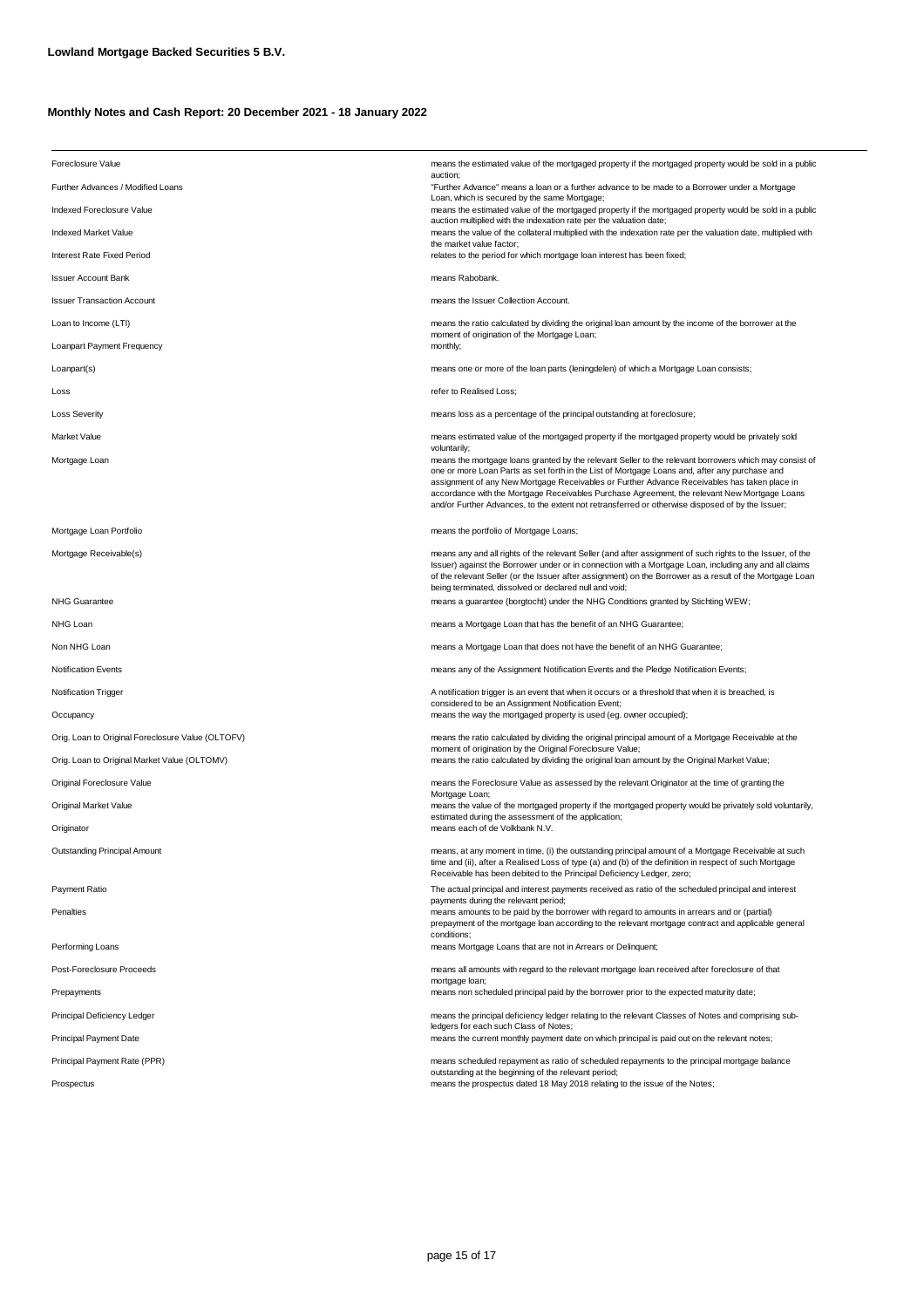**Lowland Mortgage Backed Securities 5 B.V.**

**Monthly Notes and Cash Report: 20 December 2021 - 18 January 2022**

| | |
|---|---|
| Foreclosure Value | means the estimated value of the mortgaged property if the mortgaged property would be sold in a public auction; |
| Further Advances / Modified Loans | "Further Advance" means a loan or a further advance to be made to a Borrower under a Mortgage Loan, which is secured by the same Mortgage; |
| Indexed Foreclosure Value | means the estimated value of the mortgaged property if the mortgaged property would be sold in a public auction multiplied with the indexation rate per the valuation date; |
| Indexed Market Value | means the value of the collateral multiplied with the indexation rate per the valuation date, multiplied with the market value factor; |
| Interest Rate Fixed Period | relates to the period for which mortgage loan interest has been fixed; |
| Issuer Account Bank | means Rabobank. |
| Issuer Transaction Account | means the Issuer Collection Account. |
| Loan to Income (LTI) | means the ratio calculated by dividing the original loan amount by the income of the borrower at the moment of origination of the Mortgage Loan; |
| Loanpart Payment Frequency | monthly; |
| Loanpart(s) | means one or more of the loan parts (leningdelen) of which a Mortgage Loan consists; |
| Loss | refer to Realised Loss; |
| Loss Severity | means loss as a percentage of the principal outstanding at foreclosure; |
| Market Value | means estimated value of the mortgaged property if the mortgaged property would be privately sold voluntarily; |
| Mortgage Loan | means the mortgage loans granted by the relevant Seller to the relevant borrowers which may consist of one or more Loan Parts as set forth in the List of Mortgage Loans and, after any purchase and assignment of any New Mortgage Receivables or Further Advance Receivables has taken place in accordance with the Mortgage Receivables Purchase Agreement, the relevant New Mortgage Loans and/or Further Advances, to the extent not retransferred or otherwise disposed of by the Issuer; |
| Mortgage Loan Portfolio | means the portfolio of Mortgage Loans; |
| Mortgage Receivable(s) | means any and all rights of the relevant Seller (and after assignment of such rights to the Issuer, of the Issuer) against the Borrower under or in connection with a Mortgage Loan, including any and all claims of the relevant Seller (or the Issuer after assignment) on the Borrower as a result of the Mortgage Loan being terminated, dissolved or declared null and void; |
| NHG Guarantee | means a guarantee (borgtocht) under the NHG Conditions granted by Stichting WEW; |
| NHG Loan | means a Mortgage Loan that has the benefit of an NHG Guarantee; |
| Non NHG Loan | means a Mortgage Loan that does not have the benefit of an NHG Guarantee; |
| Notification Events | means any of the Assignment Notification Events and the Pledge Notification Events; |
| Notification Trigger | A notification trigger is an event that when it occurs or a threshold that when it is breached, is considered to be an Assignment Notification Event; |
| Occupancy | means the way the mortgaged property is used (eg. owner occupied); |
| Orig. Loan to Original Foreclosure Value (OLTOFV) | means the ratio calculated by dividing the original principal amount of a Mortgage Receivable at the moment of origination by the Original Foreclosure Value; |
| Orig. Loan to Original Market Value (OLTOMV) | means the ratio calculated by dividing the original loan amount by the Original Market Value; |
| Original Foreclosure Value | means the Foreclosure Value as assessed by the relevant Originator at the time of granting the Mortgage Loan; |
| Original Market Value | means the value of the mortgaged property if the mortgaged property would be privately sold voluntarily, estimated during the assessment of the application; |
| Originator | means each of de Volkbank N.V. |
| Outstanding Principal Amount | means, at any moment in time, (i) the outstanding principal amount of a Mortgage Receivable at such time and (ii), after a Realised Loss of type (a) and (b) of the definition in respect of such Mortgage Receivable has been debited to the Principal Deficiency Ledger, zero; |
| Payment Ratio | The actual principal and interest payments received as ratio of the scheduled principal and interest payments during the relevant period; |
| Penalties | means amounts to be paid by the borrower with regard to amounts in arrears and or (partial) prepayment of the mortgage loan according to the relevant mortgage contract and applicable general conditions; |
| Performing Loans | means Mortgage Loans that are not in Arrears or Delinquent; |
| Post-Foreclosure Proceeds | means all amounts with regard to the relevant mortgage loan received after foreclosure of that mortgage loan; |
| Prepayments | means non scheduled principal paid by the borrower prior to the expected maturity date; |
| Principal Deficiency Ledger | means the principal deficiency ledger relating to the relevant Classes of Notes and comprising sub-ledgers for each such Class of Notes; |
| Principal Payment Date | means the current monthly payment date on which principal is paid out on the relevant notes; |
| Principal Payment Rate (PPR) | means scheduled repayment as ratio of scheduled repayments to the principal mortgage balance outstanding at the beginning of the relevant period; |
| Prospectus | means the prospectus dated 18 May 2018 relating to the issue of the Notes; |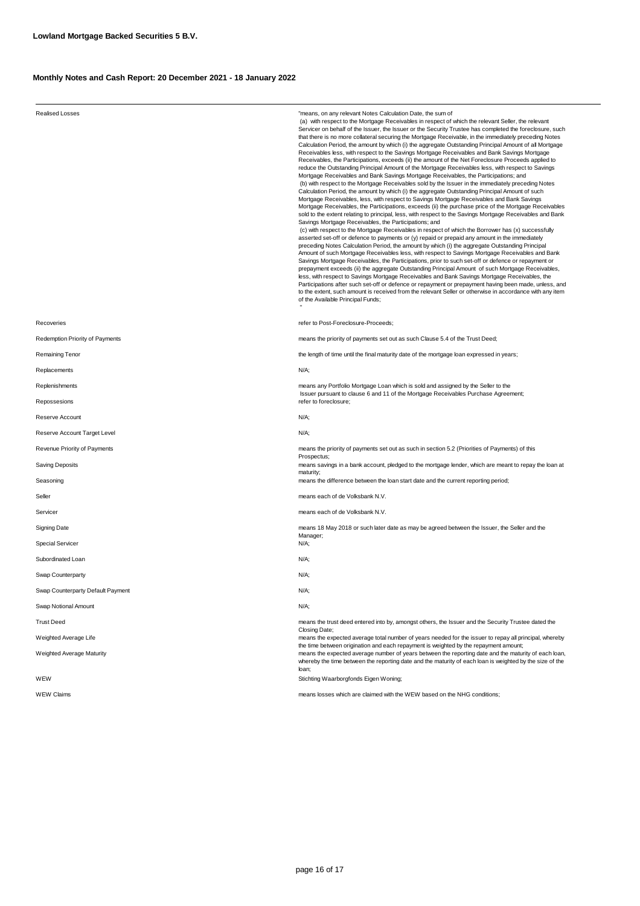**Lowland Mortgage Backed Securities 5 B.V.**

**Monthly Notes and Cash Report: 20 December 2021 - 18 January 2022**

| | |
|---|---|
| Realised Losses | "means, on any relevant Notes Calculation Date, the sum of (a) with respect to the Mortgage Receivables in respect of which the relevant Seller, the relevant Servicer on behalf of the Issuer, the Issuer or the Security Trustee has completed the foreclosure, such that there is no more collateral securing the Mortgage Receivable, in the immediately preceding Notes Calculation Period, the amount by which (i) the aggregate Outstanding Principal Amount of all Mortgage Receivables less, with respect to the Savings Mortgage Receivables and Bank Savings Mortgage Receivables, the Participations, exceeds (ii) the amount of the Net Foreclosure Proceeds applied to reduce the Outstanding Principal Amount of the Mortgage Receivables less, with respect to Savings Mortgage Receivables and Bank Savings Mortgage Receivables, the Participations; and (b) with respect to the Mortgage Receivables sold by the Issuer in the immediately preceding Notes Calculation Period, the amount by which (i) the aggregate Outstanding Principal Amount of such Mortgage Receivables, less, with respect to Savings Mortgage Receivables and Bank Savings Mortgage Receivables, the Participations, exceeds (ii) the purchase price of the Mortgage Receivables sold to the extent relating to principal, less, with respect to the Savings Mortgage Receivables and Bank Savings Mortgage Receivables, the Participations; and (c) with respect to the Mortgage Receivables in respect of which the Borrower has (x) successfully asserted set-off or defence to payments or (y) repaid or prepaid any amount in the immediately preceding Notes Calculation Period, the amount by which (i) the aggregate Outstanding Principal Amount of such Mortgage Receivables less, with respect to Savings Mortgage Receivables and Bank Savings Mortgage Receivables, the Participations, prior to such set-off or defence or repayment or prepayment exceeds (ii) the aggregate Outstanding Principal Amount of such Mortgage Receivables, less, with respect to Savings Mortgage Receivables and Bank Savings Mortgage Receivables, the Participations after such set-off or defence or repayment or prepayment having been made, unless, and to the extent, such amount is received from the relevant Seller or otherwise in accordance with any item of the Available Principal Funds; " |
| Recoveries | refer to Post-Foreclosure-Proceeds; |
| Redemption Priority of Payments | means the priority of payments set out as such Clause 5.4 of the Trust Deed; |
| Remaining Tenor | the length of time until the final maturity date of the mortgage loan expressed in years; |
| Replacements | N/A; |
| Replenishments | means any Portfolio Mortgage Loan which is sold and assigned by the Seller to the Issuer pursuant to clause 6 and 11 of the Mortgage Receivables Purchase Agreement; |
| Repossesions | refer to foreclosure; |
| Reserve Account | N/A; |
| Reserve Account Target Level | N/A; |
| Revenue Priority of Payments | means the priority of payments set out as such in section 5.2 (Priorities of Payments) of this Prospectus; |
| Saving Deposits | means savings in a bank account, pledged to the mortgage lender, which are meant to repay the loan at maturity; |
| Seasoning | means the difference between the loan start date and the current reporting period; |
| Seller | means each of de Volksbank N.V. |
| Servicer | means each of de Volksbank N.V. |
| Signing Date | means 18 May 2018 or such later date as may be agreed between the Issuer, the Seller and the Manager; |
| Special Servicer | N/A; |
| Subordinated Loan | N/A; |
| Swap Counterparty | N/A; |
| Swap Counterparty Default Payment | N/A; |
| Swap Notional Amount | N/A; |
| Trust Deed | means the trust deed entered into by, amongst others, the Issuer and the Security Trustee dated the Closing Date; |
| Weighted Average Life | means the expected average total number of years needed for the issuer to repay all principal, whereby the time between origination and each repayment is weighted by the repayment amount; |
| Weighted Average Maturity | means the expected average number of years between the reporting date and the maturity of each loan, whereby the time between the reporting date and the maturity of each loan is weighted by the size of the loan; |
| WEW | Stichting Waarborgfonds Eigen Woning; |
| WEW Claims | means losses which are claimed with the WEW based on the NHG conditions; |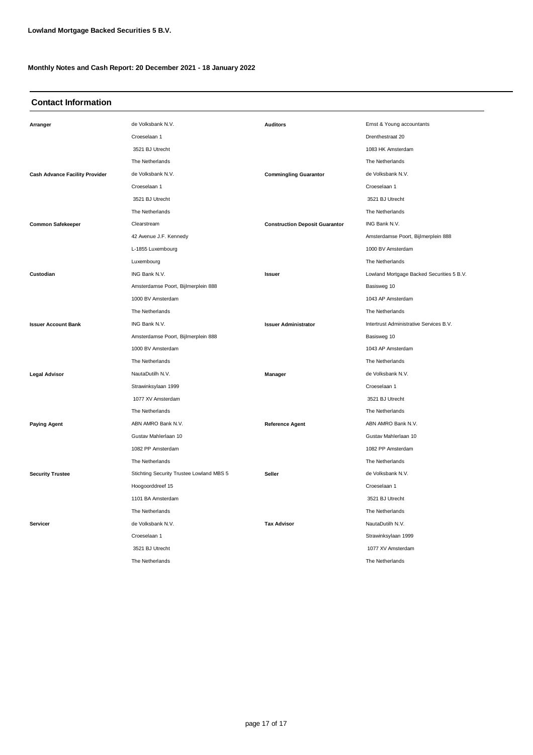**Lowland Mortgage Backed Securities 5 B.V.**

**Monthly Notes and Cash Report: 20 December 2021 - 18 January 2022**

## Contact Information

| | | | |
|---|---|---|---|
| **Arranger** | de Volksbank N.V. | **Auditors** | Ernst & Young accountants |
| | Croeselaan 1 | | Drenthestraat 20 |
| | 3521 BJ Utrecht | | 1083 HK Amsterdam |
| | The Netherlands | | The Netherlands |
| **Cash Advance Facility Provider** | de Volksbank N.V. | **Commingling Guarantor** | de Volksbank N.V. |
| | Croeselaan 1 | | Croeselaan 1 |
| | 3521 BJ Utrecht | | 3521 BJ Utrecht |
| | The Netherlands | | The Netherlands |
| **Common Safekeeper** | Clearstream | **Construction Deposit Guarantor** | ING Bank N.V. |
| | 42 Avenue J.F. Kennedy | | Amsterdamse Poort, Bijlmerplein 888 |
| | L-1855 Luxembourg | | 1000 BV Amsterdam |
| | Luxembourg | | The Netherlands |
| **Custodian** | ING Bank N.V. | **Issuer** | Lowland Mortgage Backed Securities 5 B.V. |
| | Amsterdamse Poort, Bijlmerplein 888 | | Basisweg 10 |
| | 1000 BV Amsterdam | | 1043 AP Amsterdam |
| | The Netherlands | | The Netherlands |
| **Issuer Account Bank** | ING Bank N.V. | **Issuer Administrator** | Intertrust Administrative Services B.V. |
| | Amsterdamse Poort, Bijlmerplein 888 | | Basisweg 10 |
| | 1000 BV Amsterdam | | 1043 AP Amsterdam |
| | The Netherlands | | The Netherlands |
| **Legal Advisor** | NautaDutilh N.V. | **Manager** | de Volksbank N.V. |
| | Strawinksylaan 1999 | | Croeselaan 1 |
| | 1077 XV Amsterdam | | 3521 BJ Utrecht |
| | The Netherlands | | The Netherlands |
| **Paying Agent** | ABN AMRO Bank N.V. | **Reference Agent** | ABN AMRO Bank N.V. |
| | Gustav Mahlerlaan 10 | | Gustav Mahlerlaan 10 |
| | 1082 PP Amsterdam | | 1082 PP Amsterdam |
| | The Netherlands | | The Netherlands |
| **Security Trustee** | Stichting Security Trustee Lowland MBS 5 | **Seller** | de Volksbank N.V. |
| | Hoogoorddreef 15 | | Croeselaan 1 |
| | 1101 BA Amsterdam | | 3521 BJ Utrecht |
| | The Netherlands | | The Netherlands |
| **Servicer** | de Volksbank N.V. | **Tax Advisor** | NautaDutilh N.V. |
| | Croeselaan 1 | | Strawinksylaan 1999 |
| | 3521 BJ Utrecht | | 1077 XV Amsterdam |
| | The Netherlands | | The Netherlands |